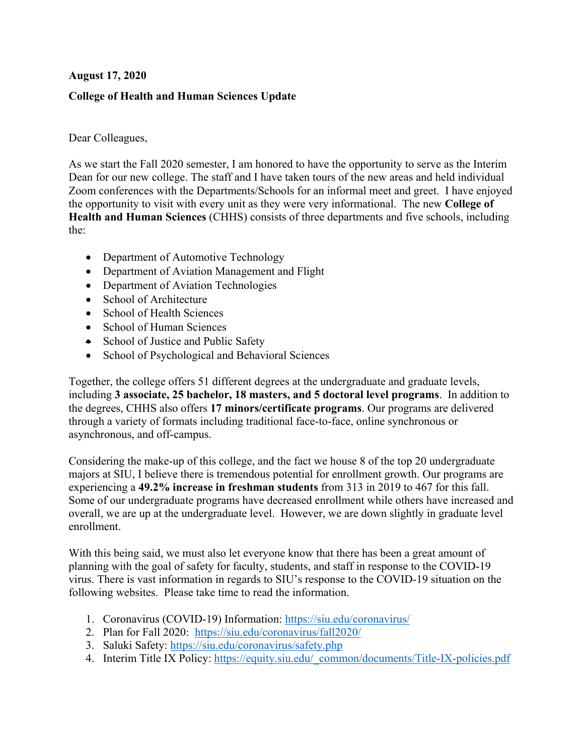**August 17, 2020**

**College of Health and Human Sciences Update**

Dear Colleagues,

As we start the Fall 2020 semester, I am honored to have the opportunity to serve as the Interim Dean for our new college. The staff and I have taken tours of the new areas and held individual Zoom conferences with the Departments/Schools for an informal meet and greet. I have enjoyed the opportunity to visit with every unit as they were very informational. The new **College of Health and Human Sciences** (CHHS) consists of three departments and five schools, including the:

- Department of Automotive Technology
- Department of Aviation Management and Flight
- Department of Aviation Technologies
- School of Architecture
- School of Health Sciences
- School of Human Sciences
- School of Justice and Public Safety
- School of Psychological and Behavioral Sciences

Together, the college offers 51 different degrees at the undergraduate and graduate levels, including **3 associate, 25 bachelor, 18 masters, and 5 doctoral level programs**. In addition to the degrees, CHHS also offers **17 minors/certificate programs**. Our programs are delivered through a variety of formats including traditional face-to-face, online synchronous or asynchronous, and off-campus.

Considering the make-up of this college, and the fact we house 8 of the top 20 undergraduate majors at SIU, I believe there is tremendous potential for enrollment growth. Our programs are experiencing a **49.2% increase in freshman students** from 313 in 2019 to 467 for this fall. Some of our undergraduate programs have decreased enrollment while others have increased and overall, we are up at the undergraduate level. However, we are down slightly in graduate level enrollment.

With this being said, we must also let everyone know that there has been a great amount of planning with the goal of safety for faculty, students, and staff in response to the COVID-19 virus. There is vast information in regards to SIU's response to the COVID-19 situation on the following websites. Please take time to read the information.

1. Coronavirus (COVID-19) Information: https://siu.edu/coronavirus/
2. Plan for Fall 2020: https://siu.edu/coronavirus/fall2020/
3. Saluki Safety: https://siu.edu/coronavirus/safety.php
4. Interim Title IX Policy: https://equity.siu.edu/_common/documents/Title-IX-policies.pdf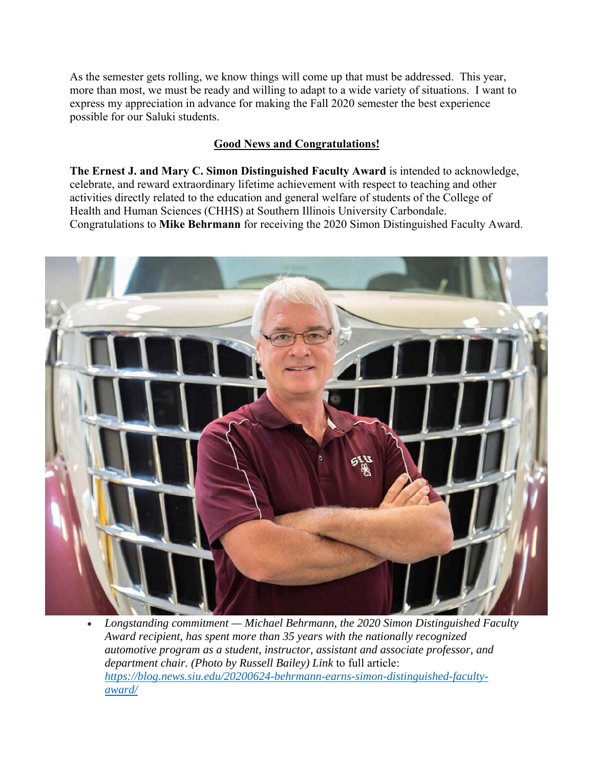As the semester gets rolling, we know things will come up that must be addressed. This year, more than most, we must be ready and willing to adapt to a wide variety of situations. I want to express my appreciation in advance for making the Fall 2020 semester the best experience possible for our Saluki students.

## Good News and Congratulations!

**The Ernest J. and Mary C. Simon Distinguished Faculty Award** is intended to acknowledge, celebrate, and reward extraordinary lifetime achievement with respect to teaching and other activities directly related to the education and general welfare of students of the College of Health and Human Sciences (CHHS) at Southern Illinois University Carbondale. Congratulations to **Mike Behrmann** for receiving the 2020 Simon Distinguished Faculty Award.

- *Longstanding commitment — Michael Behrmann, the 2020 Simon Distinguished Faculty Award recipient, has spent more than 35 years with the nationally recognized automotive program as a student, instructor, assistant and associate professor, and department chair. (Photo by Russell Bailey) Link* to full article: [*https://blog.news.siu.edu/20200624-behrmann-earns-simon-distinguished-faculty-award/*](https://blog.news.siu.edu/20200624-behrmann-earns-simon-distinguished-faculty-award/)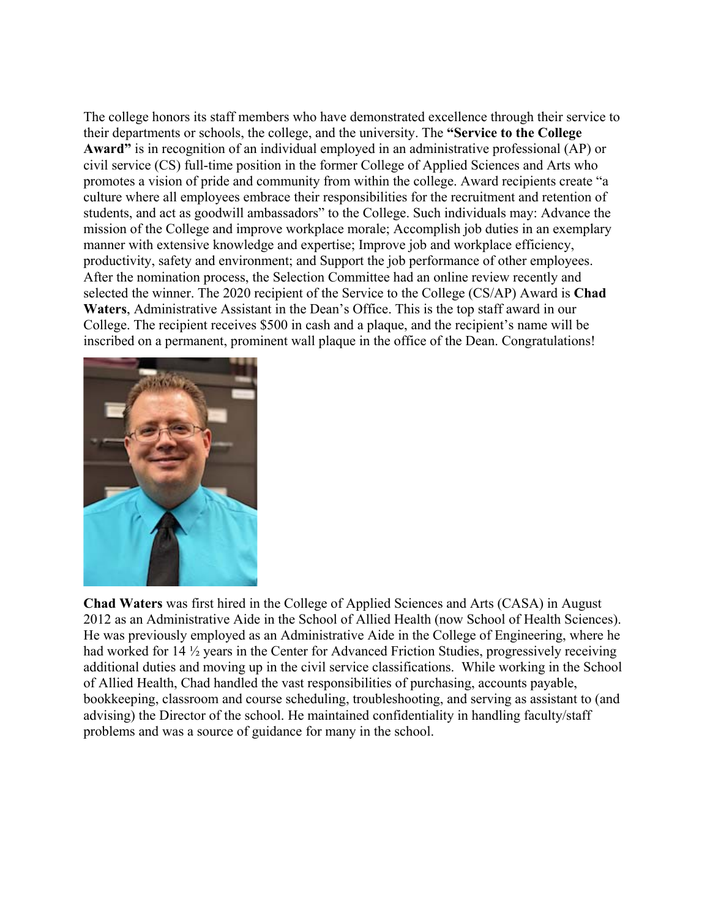The college honors its staff members who have demonstrated excellence through their service to their departments or schools, the college, and the university. The **"Service to the College Award"** is in recognition of an individual employed in an administrative professional (AP) or civil service (CS) full-time position in the former College of Applied Sciences and Arts who promotes a vision of pride and community from within the college. Award recipients create "a culture where all employees embrace their responsibilities for the recruitment and retention of students, and act as goodwill ambassadors" to the College. Such individuals may: Advance the mission of the College and improve workplace morale; Accomplish job duties in an exemplary manner with extensive knowledge and expertise; Improve job and workplace efficiency, productivity, safety and environment; and Support the job performance of other employees. After the nomination process, the Selection Committee had an online review recently and selected the winner. The 2020 recipient of the Service to the College (CS/AP) Award is **Chad Waters**, Administrative Assistant in the Dean's Office. This is the top staff award in our College. The recipient receives $500 in cash and a plaque, and the recipient's name will be inscribed on a permanent, prominent wall plaque in the office of the Dean. Congratulations!

**Chad Waters** was first hired in the College of Applied Sciences and Arts (CASA) in August 2012 as an Administrative Aide in the School of Allied Health (now School of Health Sciences). He was previously employed as an Administrative Aide in the College of Engineering, where he had worked for 14 ½ years in the Center for Advanced Friction Studies, progressively receiving additional duties and moving up in the civil service classifications. While working in the School of Allied Health, Chad handled the vast responsibilities of purchasing, accounts payable, bookkeeping, classroom and course scheduling, troubleshooting, and serving as assistant to (and advising) the Director of the school. He maintained confidentiality in handling faculty/staff problems and was a source of guidance for many in the school.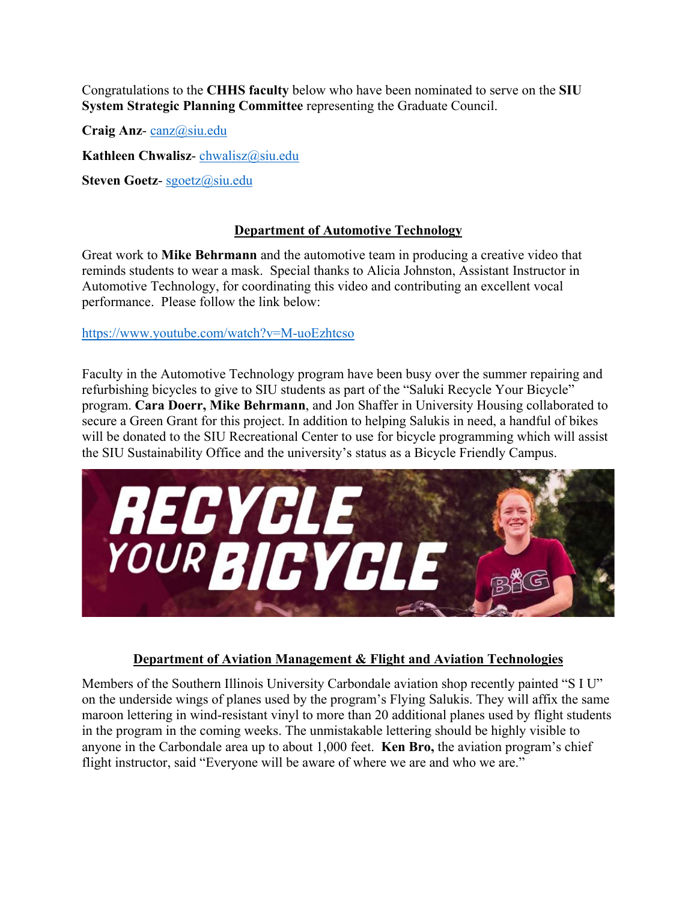Congratulations to the **CHHS faculty** below who have been nominated to serve on the **SIU System Strategic Planning Committee** representing the Graduate Council.

**Craig Anz**- canz@siu.edu

**Kathleen Chwalisz**- chwalisz@siu.edu

**Steven Goetz**- sgoetz@siu.edu

## Department of Automotive Technology

Great work to **Mike Behrmann** and the automotive team in producing a creative video that reminds students to wear a mask. Special thanks to Alicia Johnston, Assistant Instructor in Automotive Technology, for coordinating this video and contributing an excellent vocal performance. Please follow the link below:

https://www.youtube.com/watch?v=M-uoEzhtcso

Faculty in the Automotive Technology program have been busy over the summer repairing and refurbishing bicycles to give to SIU students as part of the "Saluki Recycle Your Bicycle" program. **Cara Doerr, Mike Behrmann**, and Jon Shaffer in University Housing collaborated to secure a Green Grant for this project. In addition to helping Salukis in need, a handful of bikes will be donated to the SIU Recreational Center to use for bicycle programming which will assist the SIU Sustainability Office and the university's status as a Bicycle Friendly Campus.

## Department of Aviation Management & Flight and Aviation Technologies

Members of the Southern Illinois University Carbondale aviation shop recently painted "S I U" on the underside wings of planes used by the program's Flying Salukis. They will affix the same maroon lettering in wind-resistant vinyl to more than 20 additional planes used by flight students in the program in the coming weeks. The unmistakable lettering should be highly visible to anyone in the Carbondale area up to about 1,000 feet. **Ken Bro,** the aviation program's chief flight instructor, said "Everyone will be aware of where we are and who we are."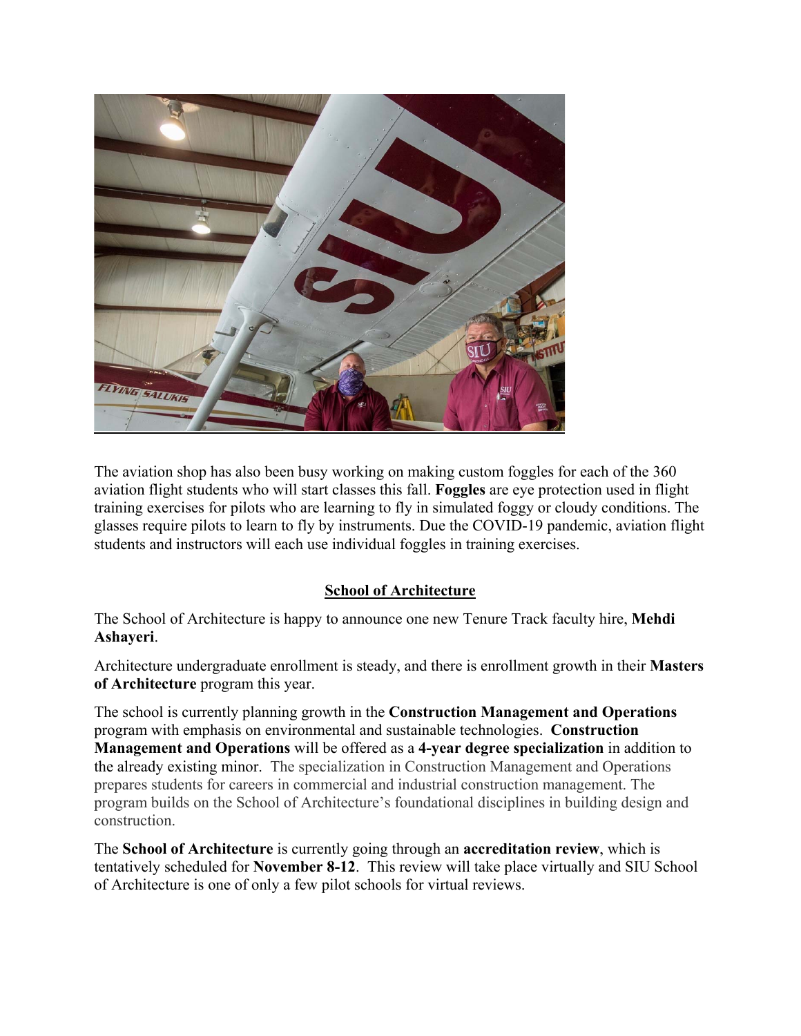The aviation shop has also been busy working on making custom foggles for each of the 360 aviation flight students who will start classes this fall. **Foggles** are eye protection used in flight training exercises for pilots who are learning to fly in simulated foggy or cloudy conditions. The glasses require pilots to learn to fly by instruments. Due the COVID-19 pandemic, aviation flight students and instructors will each use individual foggles in training exercises.

## School of Architecture

The School of Architecture is happy to announce one new Tenure Track faculty hire, **Mehdi Ashayeri**.

Architecture undergraduate enrollment is steady, and there is enrollment growth in their **Masters of Architecture** program this year.

The school is currently planning growth in the **Construction Management and Operations** program with emphasis on environmental and sustainable technologies. **Construction Management and Operations** will be offered as a **4-year degree specialization** in addition to the already existing minor. The specialization in Construction Management and Operations prepares students for careers in commercial and industrial construction management. The program builds on the School of Architecture's foundational disciplines in building design and construction.

The **School of Architecture** is currently going through an **accreditation review**, which is tentatively scheduled for **November 8-12**. This review will take place virtually and SIU School of Architecture is one of only a few pilot schools for virtual reviews.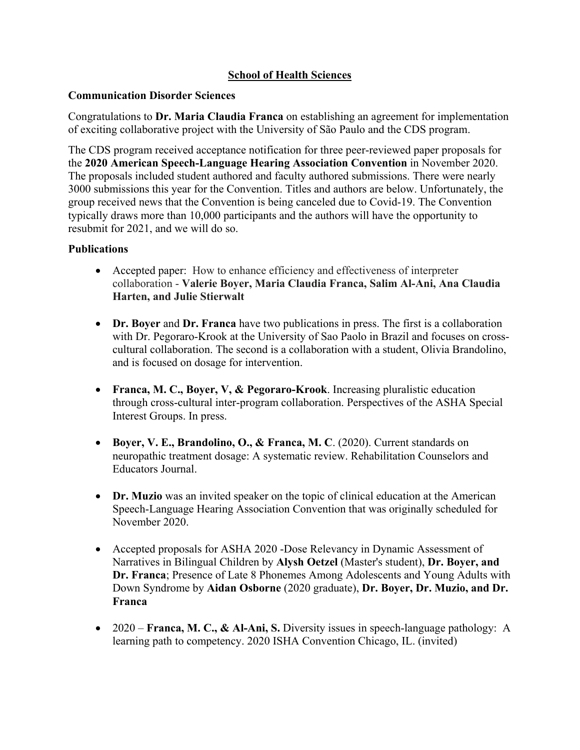## School of Health Sciences

### Communication Disorder Sciences

Congratulations to **Dr. Maria Claudia Franca** on establishing an agreement for implementation of exciting collaborative project with the University of São Paulo and the CDS program.

The CDS program received acceptance notification for three peer-reviewed paper proposals for the **2020 American Speech-Language Hearing Association Convention** in November 2020. The proposals included student authored and faculty authored submissions. There were nearly 3000 submissions this year for the Convention. Titles and authors are below. Unfortunately, the group received news that the Convention is being canceled due to Covid-19. The Convention typically draws more than 10,000 participants and the authors will have the opportunity to resubmit for 2021, and we will do so.

### Publications

- Accepted paper: How to enhance efficiency and effectiveness of interpreter collaboration - **Valerie Boyer, Maria Claudia Franca, Salim Al-Ani, Ana Claudia Harten, and Julie Stierwalt**

- **Dr. Boyer** and **Dr. Franca** have two publications in press. The first is a collaboration with Dr. Pegoraro-Krook at the University of Sao Paolo in Brazil and focuses on cross-cultural collaboration. The second is a collaboration with a student, Olivia Brandolino, and is focused on dosage for intervention.

- **Franca, M. C., Boyer, V, & Pegoraro-Krook**. Increasing pluralistic education through cross-cultural inter-program collaboration. Perspectives of the ASHA Special Interest Groups. In press.

- **Boyer, V. E., Brandolino, O., & Franca, M. C**. (2020). Current standards on neuropathic treatment dosage: A systematic review. Rehabilitation Counselors and Educators Journal.

- **Dr. Muzio** was an invited speaker on the topic of clinical education at the American Speech-Language Hearing Association Convention that was originally scheduled for November 2020.

- Accepted proposals for ASHA 2020 -Dose Relevancy in Dynamic Assessment of Narratives in Bilingual Children by **Alysh Oetzel** (Master's student), **Dr. Boyer, and Dr. Franca**; Presence of Late 8 Phonemes Among Adolescents and Young Adults with Down Syndrome by **Aidan Osborne** (2020 graduate), **Dr. Boyer, Dr. Muzio, and Dr. Franca**

- 2020 – **Franca, M. C., & Al-Ani, S.** Diversity issues in speech-language pathology: A learning path to competency. 2020 ISHA Convention Chicago, IL. (invited)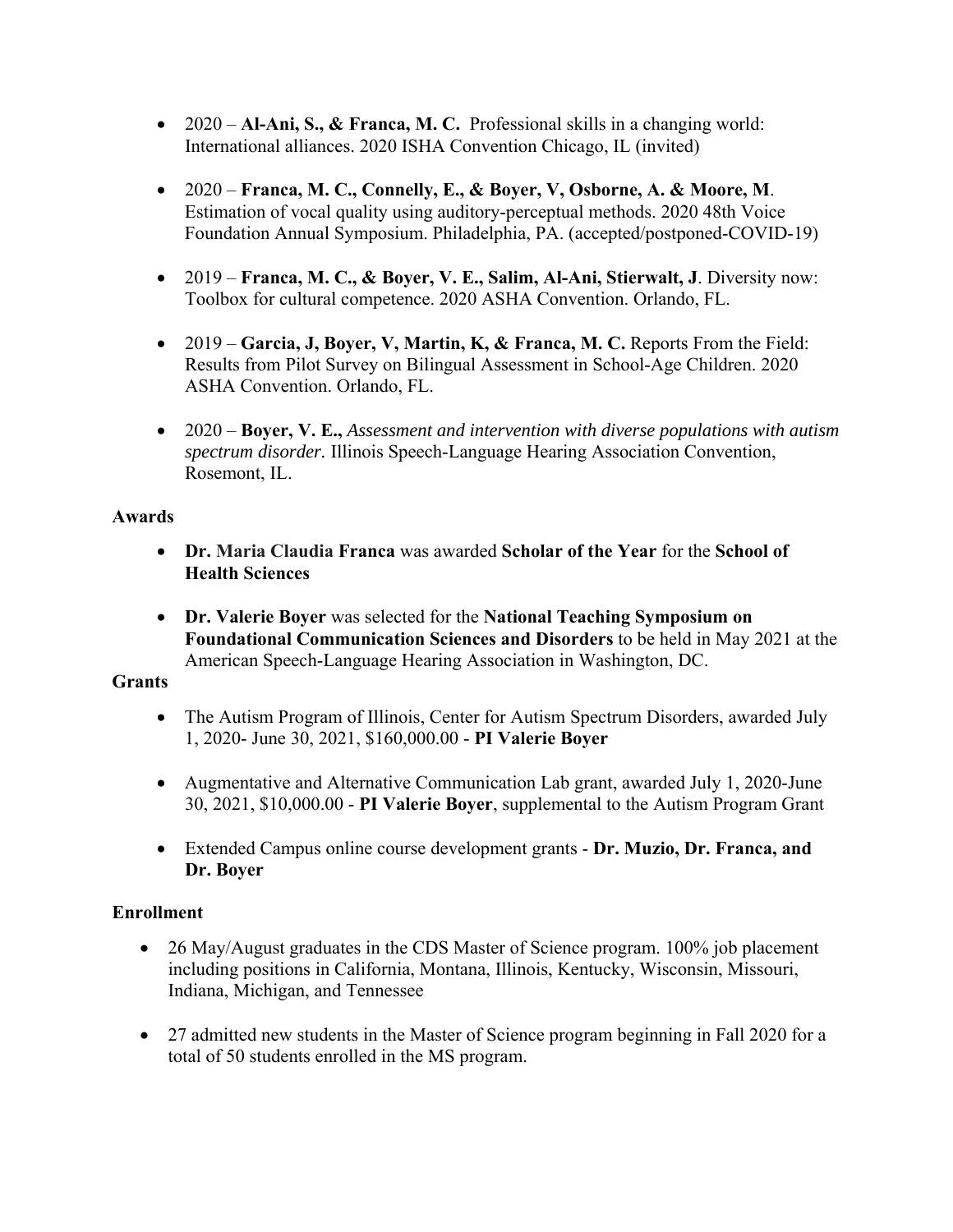- 2020 – **Al-Ani, S., & Franca, M. C.** Professional skills in a changing world: International alliances. 2020 ISHA Convention Chicago, IL (invited)

- 2020 – **Franca, M. C., Connelly, E., & Boyer, V, Osborne, A. & Moore, M**. Estimation of vocal quality using auditory-perceptual methods. 2020 48th Voice Foundation Annual Symposium. Philadelphia, PA. (accepted/postponed-COVID-19)

- 2019 – **Franca, M. C., & Boyer, V. E., Salim, Al-Ani, Stierwalt, J**. Diversity now: Toolbox for cultural competence. 2020 ASHA Convention. Orlando, FL.

- 2019 – **Garcia, J, Boyer, V, Martin, K, & Franca, M. C.** Reports From the Field: Results from Pilot Survey on Bilingual Assessment in School-Age Children. 2020 ASHA Convention. Orlando, FL.

- 2020 – **Boyer, V. E.,** *Assessment and intervention with diverse populations with autism spectrum disorder.* Illinois Speech-Language Hearing Association Convention, Rosemont, IL.

**Awards**

- **Dr. Maria Claudia Franca** was awarded **Scholar of the Year** for the **School of Health Sciences**

- **Dr. Valerie Boyer** was selected for the **National Teaching Symposium on Foundational Communication Sciences and Disorders** to be held in May 2021 at the American Speech-Language Hearing Association in Washington, DC.

**Grants**

- The Autism Program of Illinois, Center for Autism Spectrum Disorders, awarded July 1, 2020- June 30, 2021, $160,000.00 - **PI Valerie Boyer**

- Augmentative and Alternative Communication Lab grant, awarded July 1, 2020-June 30, 2021, $10,000.00 - **PI Valerie Boyer**, supplemental to the Autism Program Grant

- Extended Campus online course development grants - **Dr. Muzio, Dr. Franca, and Dr. Boyer**

**Enrollment**

- 26 May/August graduates in the CDS Master of Science program. 100% job placement including positions in California, Montana, Illinois, Kentucky, Wisconsin, Missouri, Indiana, Michigan, and Tennessee

- 27 admitted new students in the Master of Science program beginning in Fall 2020 for a total of 50 students enrolled in the MS program.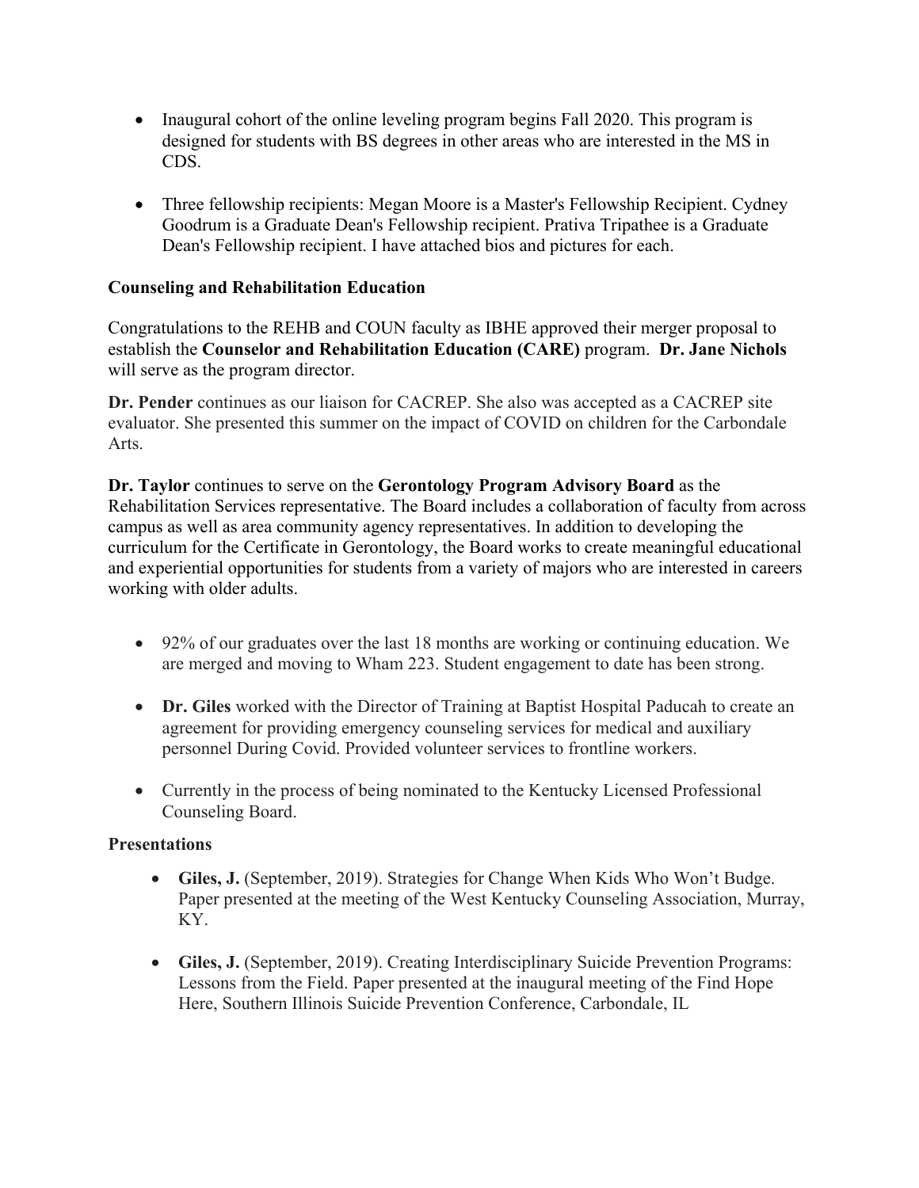- Inaugural cohort of the online leveling program begins Fall 2020. This program is designed for students with BS degrees in other areas who are interested in the MS in CDS.

- Three fellowship recipients: Megan Moore is a Master's Fellowship Recipient. Cydney Goodrum is a Graduate Dean's Fellowship recipient. Prativa Tripathee is a Graduate Dean's Fellowship recipient. I have attached bios and pictures for each.

**Counseling and Rehabilitation Education**

Congratulations to the REHB and COUN faculty as IBHE approved their merger proposal to establish the **Counselor and Rehabilitation Education (CARE)** program. **Dr. Jane Nichols** will serve as the program director.

**Dr. Pender** continues as our liaison for CACREP. She also was accepted as a CACREP site evaluator. She presented this summer on the impact of COVID on children for the Carbondale Arts.

**Dr. Taylor** continues to serve on the **Gerontology Program Advisory Board** as the Rehabilitation Services representative. The Board includes a collaboration of faculty from across campus as well as area community agency representatives. In addition to developing the curriculum for the Certificate in Gerontology, the Board works to create meaningful educational and experiential opportunities for students from a variety of majors who are interested in careers working with older adults.

- 92% of our graduates over the last 18 months are working or continuing education. We are merged and moving to Wham 223. Student engagement to date has been strong.

- **Dr. Giles** worked with the Director of Training at Baptist Hospital Paducah to create an agreement for providing emergency counseling services for medical and auxiliary personnel During Covid. Provided volunteer services to frontline workers.

- Currently in the process of being nominated to the Kentucky Licensed Professional Counseling Board.

**Presentations**

- **Giles, J.** (September, 2019). Strategies for Change When Kids Who Won't Budge. Paper presented at the meeting of the West Kentucky Counseling Association, Murray, KY.

- **Giles, J.** (September, 2019). Creating Interdisciplinary Suicide Prevention Programs: Lessons from the Field. Paper presented at the inaugural meeting of the Find Hope Here, Southern Illinois Suicide Prevention Conference, Carbondale, IL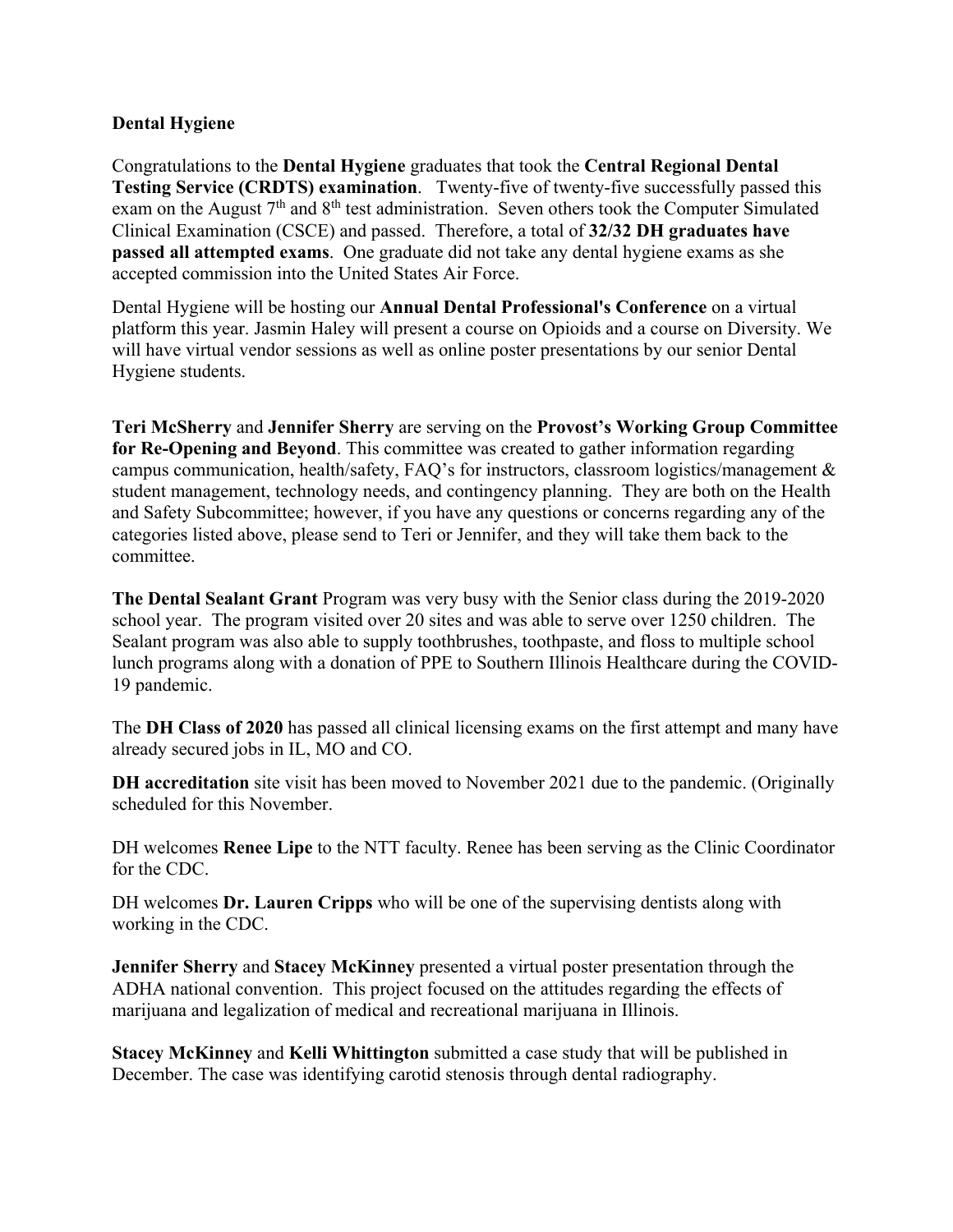**Dental Hygiene**

Congratulations to the **Dental Hygiene** graduates that took the **Central Regional Dental Testing Service (CRDTS) examination**. Twenty-five of twenty-five successfully passed this exam on the August 7th and 8th test administration. Seven others took the Computer Simulated Clinical Examination (CSCE) and passed. Therefore, a total of **32/32 DH graduates have passed all attempted exams**. One graduate did not take any dental hygiene exams as she accepted commission into the United States Air Force.

Dental Hygiene will be hosting our **Annual Dental Professional's Conference** on a virtual platform this year. Jasmin Haley will present a course on Opioids and a course on Diversity. We will have virtual vendor sessions as well as online poster presentations by our senior Dental Hygiene students.

**Teri McSherry** and **Jennifer Sherry** are serving on the **Provost's Working Group Committee for Re-Opening and Beyond**. This committee was created to gather information regarding campus communication, health/safety, FAQ's for instructors, classroom logistics/management & student management, technology needs, and contingency planning. They are both on the Health and Safety Subcommittee; however, if you have any questions or concerns regarding any of the categories listed above, please send to Teri or Jennifer, and they will take them back to the committee.

**The Dental Sealant Grant** Program was very busy with the Senior class during the 2019-2020 school year. The program visited over 20 sites and was able to serve over 1250 children. The Sealant program was also able to supply toothbrushes, toothpaste, and floss to multiple school lunch programs along with a donation of PPE to Southern Illinois Healthcare during the COVID-19 pandemic.

The **DH Class of 2020** has passed all clinical licensing exams on the first attempt and many have already secured jobs in IL, MO and CO.

**DH accreditation** site visit has been moved to November 2021 due to the pandemic. (Originally scheduled for this November.

DH welcomes **Renee Lipe** to the NTT faculty. Renee has been serving as the Clinic Coordinator for the CDC.

DH welcomes **Dr. Lauren Cripps** who will be one of the supervising dentists along with working in the CDC.

**Jennifer Sherry** and **Stacey McKinney** presented a virtual poster presentation through the ADHA national convention. This project focused on the attitudes regarding the effects of marijuana and legalization of medical and recreational marijuana in Illinois.

**Stacey McKinney** and **Kelli Whittington** submitted a case study that will be published in December. The case was identifying carotid stenosis through dental radiography.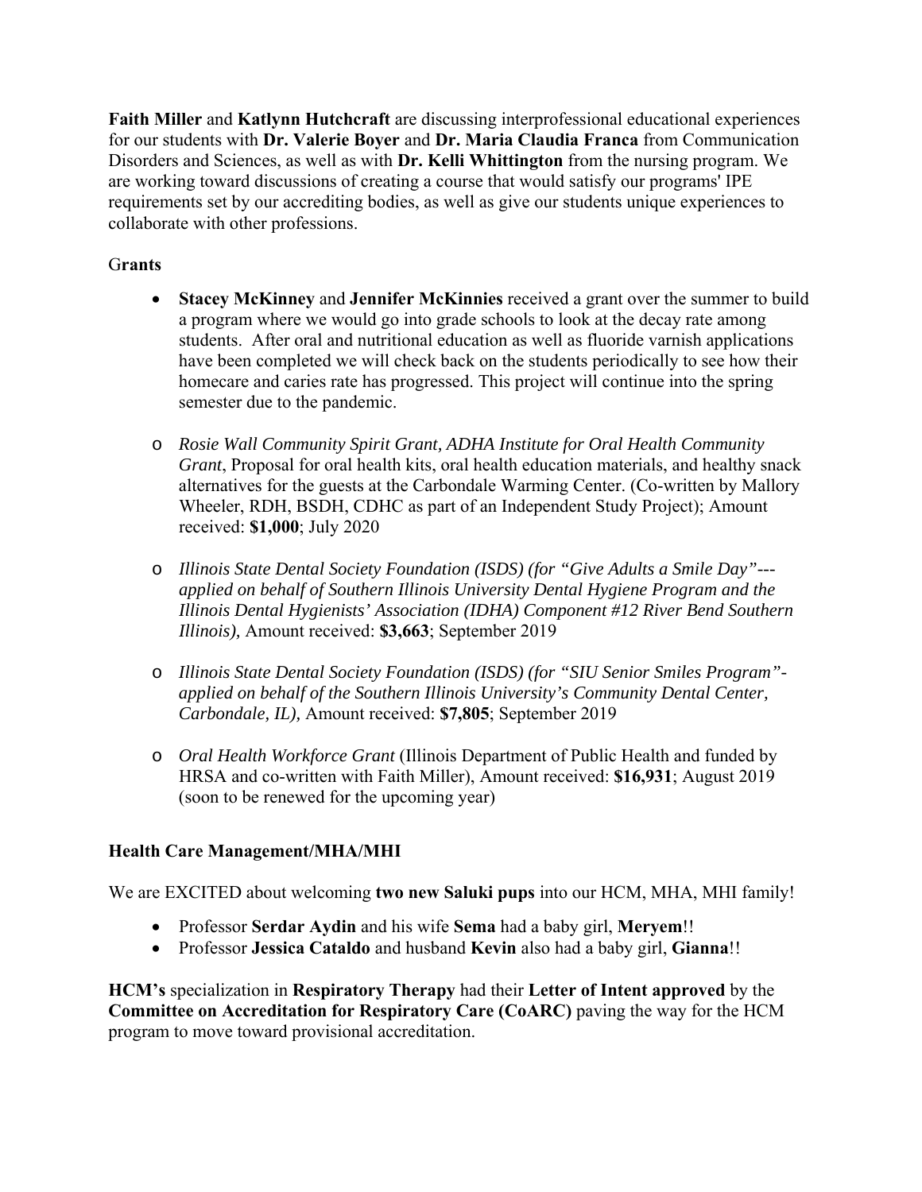**Faith Miller** and **Katlynn Hutchcraft** are discussing interprofessional educational experiences for our students with **Dr. Valerie Boyer** and **Dr. Maria Claudia Franca** from Communication Disorders and Sciences, as well as with **Dr. Kelli Whittington** from the nursing program. We are working toward discussions of creating a course that would satisfy our programs' IPE requirements set by our accrediting bodies, as well as give our students unique experiences to collaborate with other professions.

G**rants**

- **Stacey McKinney** and **Jennifer McKinnies** received a grant over the summer to build a program where we would go into grade schools to look at the decay rate among students. After oral and nutritional education as well as fluoride varnish applications have been completed we will check back on the students periodically to see how their homecare and caries rate has progressed. This project will continue into the spring semester due to the pandemic.

- *Rosie Wall Community Spirit Grant, ADHA Institute for Oral Health Community Grant*, Proposal for oral health kits, oral health education materials, and healthy snack alternatives for the guests at the Carbondale Warming Center. (Co-written by Mallory Wheeler, RDH, BSDH, CDHC as part of an Independent Study Project); Amount received: **$1,000**; July 2020

- *Illinois State Dental Society Foundation (ISDS) (for "Give Adults a Smile Day"---applied on behalf of Southern Illinois University Dental Hygiene Program and the Illinois Dental Hygienists' Association (IDHA) Component #12 River Bend Southern Illinois),* Amount received: **$3,663**; September 2019

- *Illinois State Dental Society Foundation (ISDS) (for "SIU Senior Smiles Program"-applied on behalf of the Southern Illinois University's Community Dental Center, Carbondale, IL),* Amount received: **$7,805**; September 2019

- *Oral Health Workforce Grant* (Illinois Department of Public Health and funded by HRSA and co-written with Faith Miller), Amount received: **$16,931**; August 2019 (soon to be renewed for the upcoming year)

**Health Care Management/MHA/MHI**

We are EXCITED about welcoming **two new Saluki pups** into our HCM, MHA, MHI family!

- Professor **Serdar Aydin** and his wife **Sema** had a baby girl, **Meryem**!!
- Professor **Jessica Cataldo** and husband **Kevin** also had a baby girl, **Gianna**!!

**HCM's** specialization in **Respiratory Therapy** had their **Letter of Intent approved** by the **Committee on Accreditation for Respiratory Care (CoARC)** paving the way for the HCM program to move toward provisional accreditation.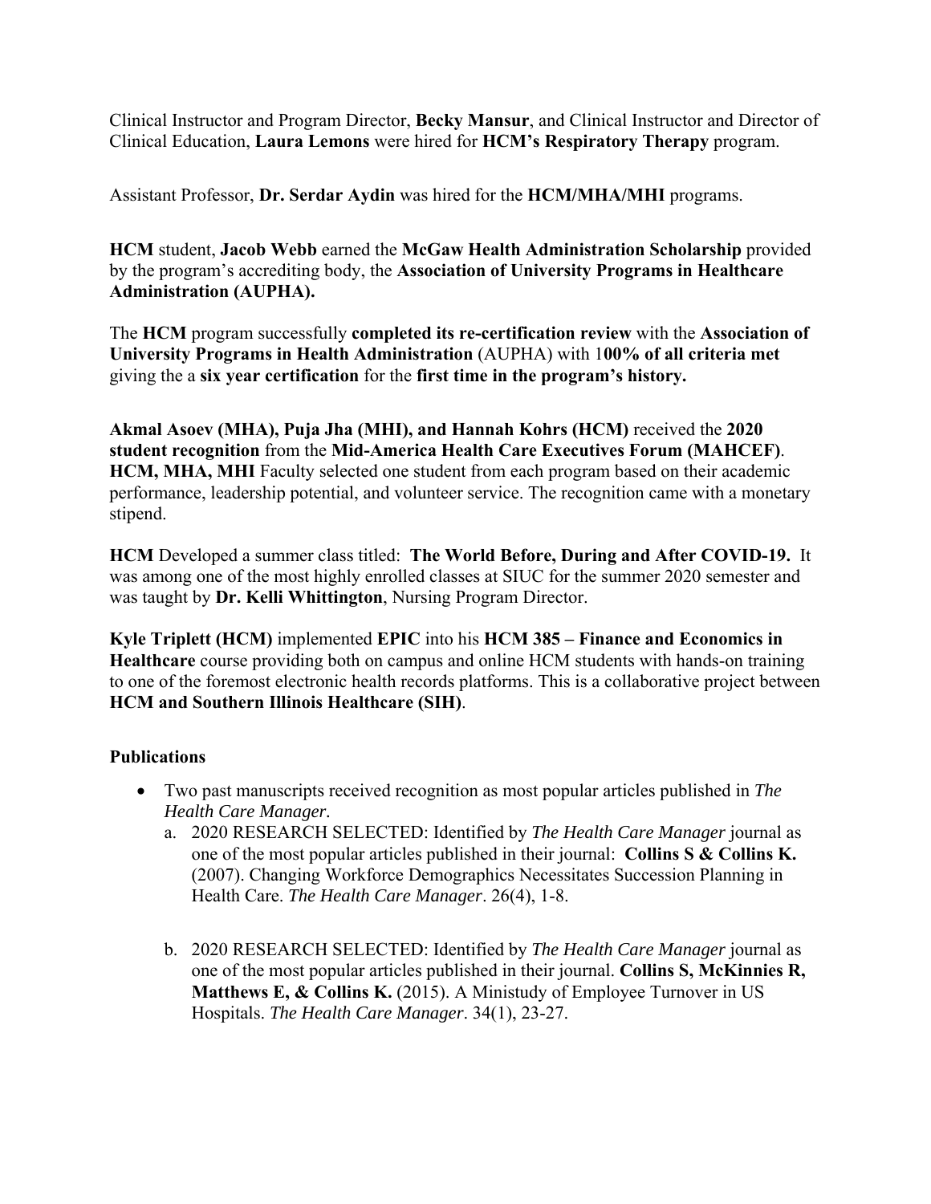Clinical Instructor and Program Director, **Becky Mansur**, and Clinical Instructor and Director of Clinical Education, **Laura Lemons** were hired for **HCM's Respiratory Therapy** program.

Assistant Professor, **Dr. Serdar Aydin** was hired for the **HCM/MHA/MHI** programs.

**HCM** student, **Jacob Webb** earned the **McGaw Health Administration Scholarship** provided by the program's accrediting body, the **Association of University Programs in Healthcare Administration (AUPHA).**

The **HCM** program successfully **completed its re-certification review** with the **Association of University Programs in Health Administration** (AUPHA) with 1**00% of all criteria met** giving the a **six year certification** for the **first time in the program's history.**

**Akmal Asoev (MHA), Puja Jha (MHI), and Hannah Kohrs (HCM)** received the **2020 student recognition** from the **Mid-America Health Care Executives Forum (MAHCEF)**. **HCM, MHA, MHI** Faculty selected one student from each program based on their academic performance, leadership potential, and volunteer service. The recognition came with a monetary stipend.

**HCM** Developed a summer class titled: **The World Before, During and After COVID-19.** It was among one of the most highly enrolled classes at SIUC for the summer 2020 semester and was taught by **Dr. Kelli Whittington**, Nursing Program Director.

**Kyle Triplett (HCM)** implemented **EPIC** into his **HCM 385 – Finance and Economics in Healthcare** course providing both on campus and online HCM students with hands-on training to one of the foremost electronic health records platforms. This is a collaborative project between **HCM and Southern Illinois Healthcare (SIH)**.

**Publications**

- Two past manuscripts received recognition as most popular articles published in *The Health Care Manager.*
    a. 2020 RESEARCH SELECTED: Identified by *The Health Care Manager* journal as one of the most popular articles published in their journal: **Collins S & Collins K.** (2007). Changing Workforce Demographics Necessitates Succession Planning in Health Care. *The Health Care Manager*. 26(4), 1-8.

    b. 2020 RESEARCH SELECTED: Identified by *The Health Care Manager* journal as one of the most popular articles published in their journal. **Collins S, McKinnies R, Matthews E, & Collins K.** (2015). A Ministudy of Employee Turnover in US Hospitals. *The Health Care Manager*. 34(1), 23-27.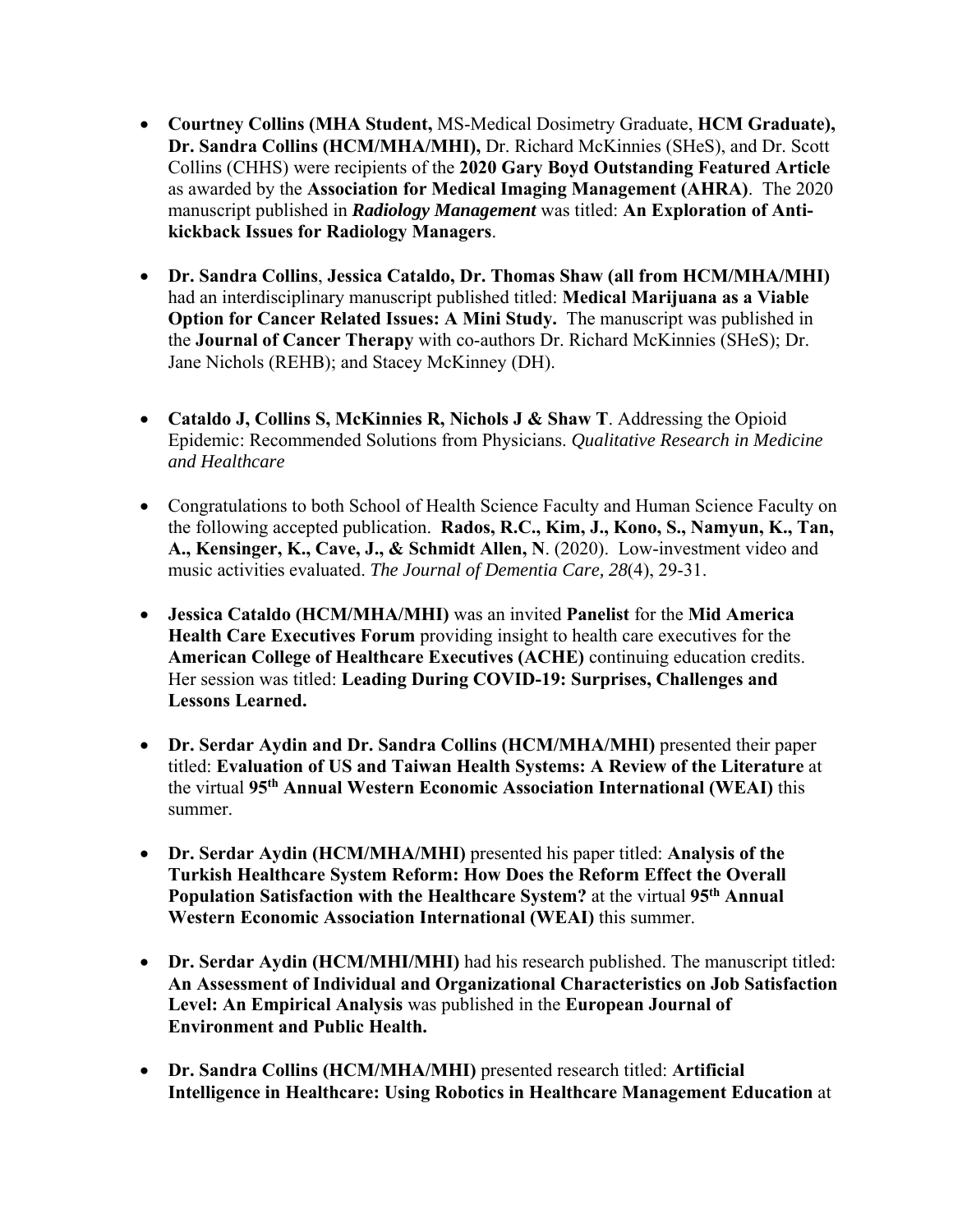- **Courtney Collins (MHA Student,** MS-Medical Dosimetry Graduate, **HCM Graduate), Dr. Sandra Collins (HCM/MHA/MHI),** Dr. Richard McKinnies (SHeS), and Dr. Scott Collins (CHHS) were recipients of the **2020 Gary Boyd Outstanding Featured Article** as awarded by the **Association for Medical Imaging Management (AHRA)**. The 2020 manuscript published in ***Radiology Management*** was titled: **An Exploration of Anti-kickback Issues for Radiology Managers**.

- **Dr. Sandra Collins**, **Jessica Cataldo, Dr. Thomas Shaw (all from HCM/MHA/MHI)** had an interdisciplinary manuscript published titled: **Medical Marijuana as a Viable Option for Cancer Related Issues: A Mini Study.** The manuscript was published in the **Journal of Cancer Therapy** with co-authors Dr. Richard McKinnies (SHeS); Dr. Jane Nichols (REHB); and Stacey McKinney (DH).

- **Cataldo J, Collins S, McKinnies R, Nichols J & Shaw T**. Addressing the Opioid Epidemic: Recommended Solutions from Physicians. *Qualitative Research in Medicine and Healthcare*

- Congratulations to both School of Health Science Faculty and Human Science Faculty on the following accepted publication. **Rados, R.C., Kim, J., Kono, S., Namyun, K., Tan, A., Kensinger, K., Cave, J., & Schmidt Allen, N**. (2020). Low-investment video and music activities evaluated. *The Journal of Dementia Care, 28*(4), 29-31.

- **Jessica Cataldo (HCM/MHA/MHI)** was an invited **Panelist** for the **Mid America Health Care Executives Forum** providing insight to health care executives for the **American College of Healthcare Executives (ACHE)** continuing education credits. Her session was titled: **Leading During COVID-19: Surprises, Challenges and Lessons Learned.**

- **Dr. Serdar Aydin and Dr. Sandra Collins (HCM/MHA/MHI)** presented their paper titled: **Evaluation of US and Taiwan Health Systems: A Review of the Literature** at the virtual **95th Annual Western Economic Association International (WEAI)** this summer.

- **Dr. Serdar Aydin (HCM/MHA/MHI)** presented his paper titled: **Analysis of the Turkish Healthcare System Reform: How Does the Reform Effect the Overall Population Satisfaction with the Healthcare System?** at the virtual **95th Annual Western Economic Association International (WEAI)** this summer.

- **Dr. Serdar Aydin (HCM/MHI/MHI)** had his research published. The manuscript titled: **An Assessment of Individual and Organizational Characteristics on Job Satisfaction Level: An Empirical Analysis** was published in the **European Journal of Environment and Public Health.**

- **Dr. Sandra Collins (HCM/MHA/MHI)** presented research titled: **Artificial Intelligence in Healthcare: Using Robotics in Healthcare Management Education** at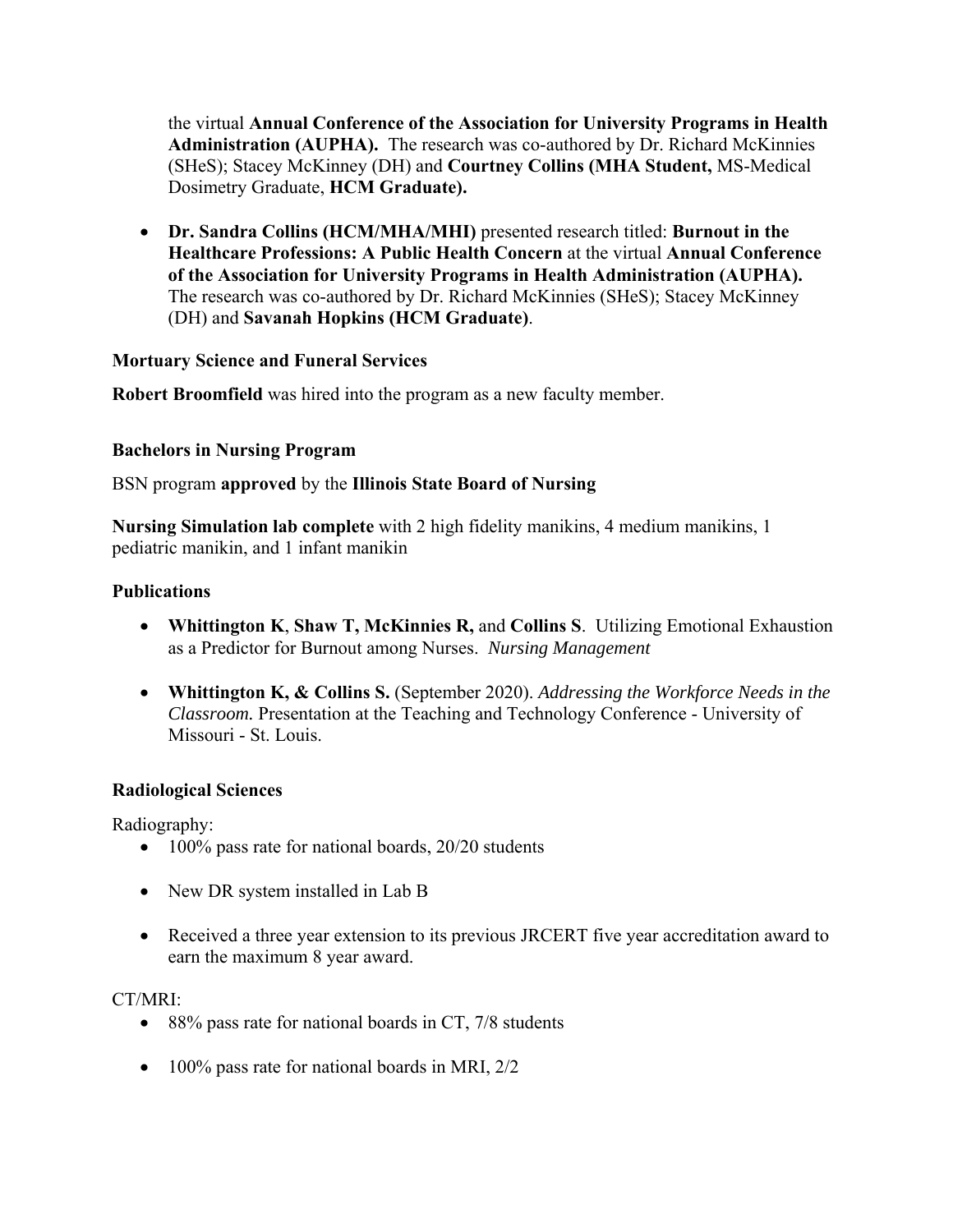the virtual **Annual Conference of the Association for University Programs in Health Administration (AUPHA).** The research was co-authored by Dr. Richard McKinnies (SHeS); Stacey McKinney (DH) and **Courtney Collins (MHA Student,** MS-Medical Dosimetry Graduate, **HCM Graduate).**

- **Dr. Sandra Collins (HCM/MHA/MHI)** presented research titled: **Burnout in the Healthcare Professions: A Public Health Concern** at the virtual **Annual Conference of the Association for University Programs in Health Administration (AUPHA).** The research was co-authored by Dr. Richard McKinnies (SHeS); Stacey McKinney (DH) and **Savanah Hopkins (HCM Graduate)**.

**Mortuary Science and Funeral Services**

**Robert Broomfield** was hired into the program as a new faculty member.

**Bachelors in Nursing Program**

BSN program **approved** by the **Illinois State Board of Nursing**

**Nursing Simulation lab complete** with 2 high fidelity manikins, 4 medium manikins, 1 pediatric manikin, and 1 infant manikin

**Publications**

- **Whittington K**, **Shaw T, McKinnies R,** and **Collins S**. Utilizing Emotional Exhaustion as a Predictor for Burnout among Nurses. *Nursing Management*
- **Whittington K, & Collins S.** (September 2020). *Addressing the Workforce Needs in the Classroom.* Presentation at the Teaching and Technology Conference - University of Missouri - St. Louis.

**Radiological Sciences**

Radiography:

- 100% pass rate for national boards, 20/20 students
- New DR system installed in Lab B
- Received a three year extension to its previous JRCERT five year accreditation award to earn the maximum 8 year award.

CT/MRI:

- 88% pass rate for national boards in CT, 7/8 students
- 100% pass rate for national boards in MRI, 2/2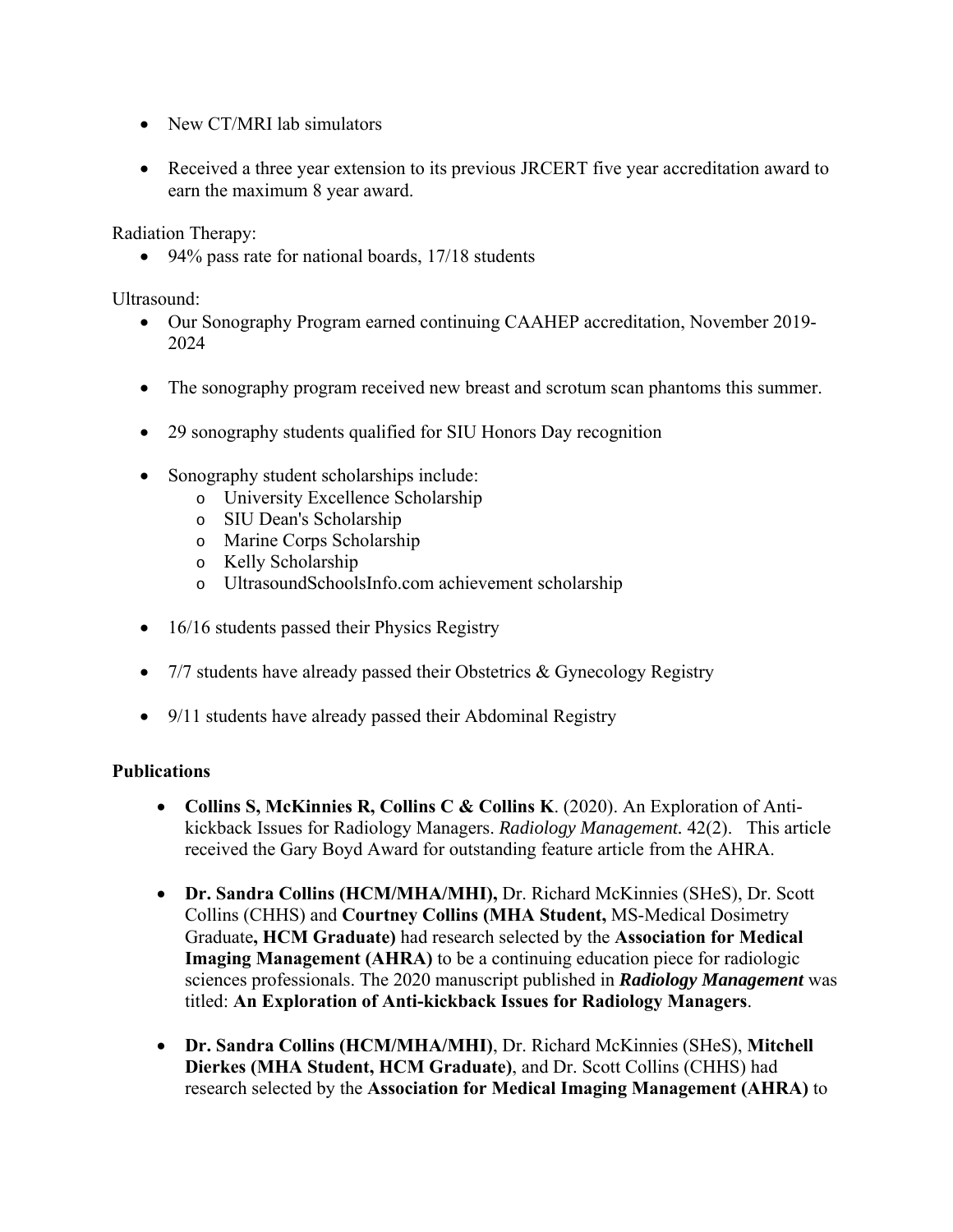- New CT/MRI lab simulators

- Received a three year extension to its previous JRCERT five year accreditation award to earn the maximum 8 year award.

Radiation Therapy:

- 94% pass rate for national boards, 17/18 students

Ultrasound:

- Our Sonography Program earned continuing CAAHEP accreditation, November 2019-2024

- The sonography program received new breast and scrotum scan phantoms this summer.

- 29 sonography students qualified for SIU Honors Day recognition

- Sonography student scholarships include:
  - University Excellence Scholarship
  - SIU Dean's Scholarship
  - Marine Corps Scholarship
  - Kelly Scholarship
  - UltrasoundSchoolsInfo.com achievement scholarship

- 16/16 students passed their Physics Registry

- 7/7 students have already passed their Obstetrics & Gynecology Registry

- 9/11 students have already passed their Abdominal Registry

**Publications**

- **Collins S, McKinnies R, Collins C & Collins K**. (2020). An Exploration of Anti-kickback Issues for Radiology Managers. *Radiology Management.* 42(2). This article received the Gary Boyd Award for outstanding feature article from the AHRA.

- **Dr. Sandra Collins (HCM/MHA/MHI),** Dr. Richard McKinnies (SHeS), Dr. Scott Collins (CHHS) and **Courtney Collins (MHA Student,** MS-Medical Dosimetry Graduate**, HCM Graduate)** had research selected by the **Association for Medical Imaging Management (AHRA)** to be a continuing education piece for radiologic sciences professionals. The 2020 manuscript published in ***Radiology Management*** was titled: **An Exploration of Anti-kickback Issues for Radiology Managers**.

- **Dr. Sandra Collins (HCM/MHA/MHI)**, Dr. Richard McKinnies (SHeS), **Mitchell Dierkes (MHA Student, HCM Graduate)**, and Dr. Scott Collins (CHHS) had research selected by the **Association for Medical Imaging Management (AHRA)** to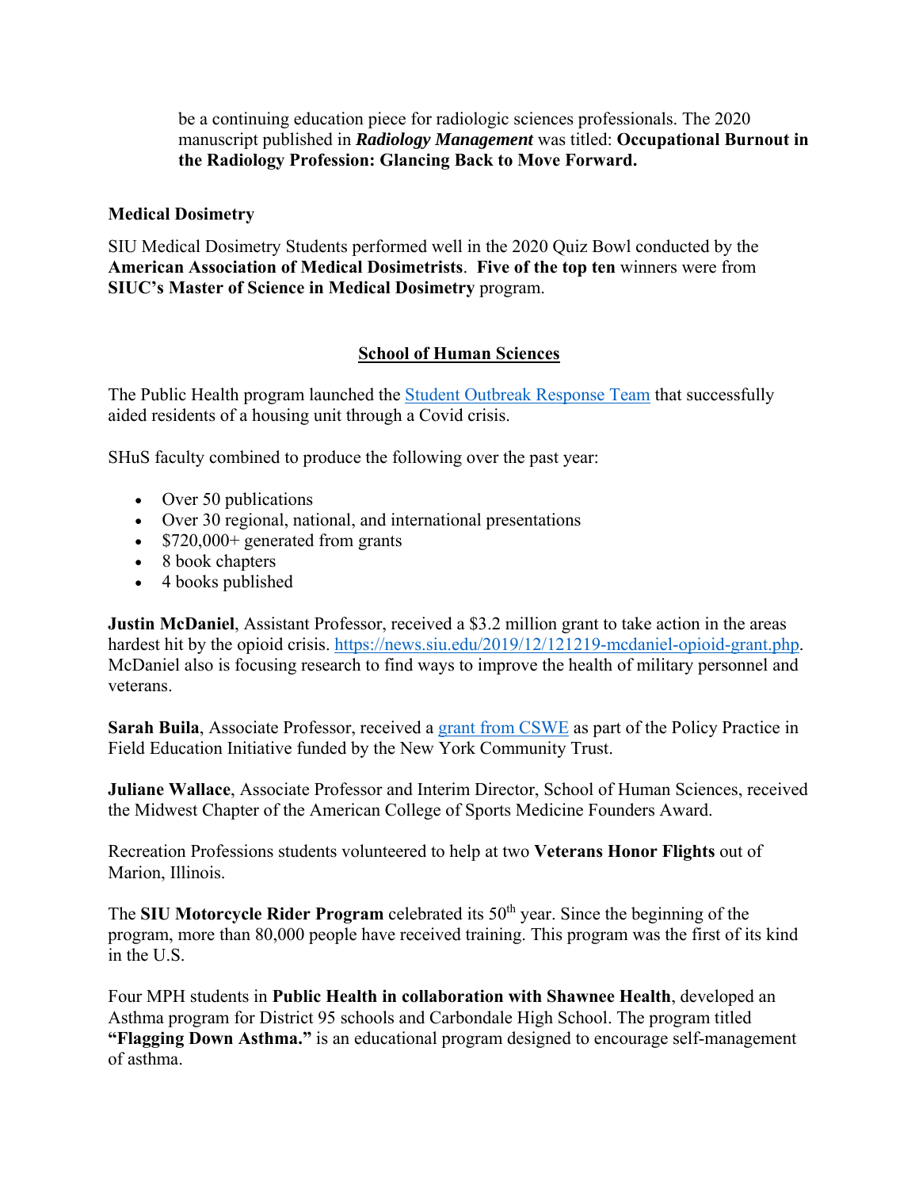be a continuing education piece for radiologic sciences professionals. The 2020 manuscript published in ***Radiology Management*** was titled: **Occupational Burnout in the Radiology Profession: Glancing Back to Move Forward.**

**Medical Dosimetry**

SIU Medical Dosimetry Students performed well in the 2020 Quiz Bowl conducted by the **American Association of Medical Dosimetrists**. **Five of the top ten** winners were from **SIUC's Master of Science in Medical Dosimetry** program.

## School of Human Sciences

The Public Health program launched the Student Outbreak Response Team that successfully aided residents of a housing unit through a Covid crisis.

SHuS faculty combined to produce the following over the past year:

- Over 50 publications
- Over 30 regional, national, and international presentations
- $720,000+ generated from grants
- 8 book chapters
- 4 books published

**Justin McDaniel**, Assistant Professor, received a $3.2 million grant to take action in the areas hardest hit by the opioid crisis. https://news.siu.edu/2019/12/121219-mcdaniel-opioid-grant.php. McDaniel also is focusing research to find ways to improve the health of military personnel and veterans.

**Sarah Buila**, Associate Professor, received a grant from CSWE as part of the Policy Practice in Field Education Initiative funded by the New York Community Trust.

**Juliane Wallace**, Associate Professor and Interim Director, School of Human Sciences, received the Midwest Chapter of the American College of Sports Medicine Founders Award.

Recreation Professions students volunteered to help at two **Veterans Honor Flights** out of Marion, Illinois.

The **SIU Motorcycle Rider Program** celebrated its 50th year. Since the beginning of the program, more than 80,000 people have received training. This program was the first of its kind in the U.S.

Four MPH students in **Public Health in collaboration with Shawnee Health**, developed an Asthma program for District 95 schools and Carbondale High School. The program titled **"Flagging Down Asthma."** is an educational program designed to encourage self-management of asthma.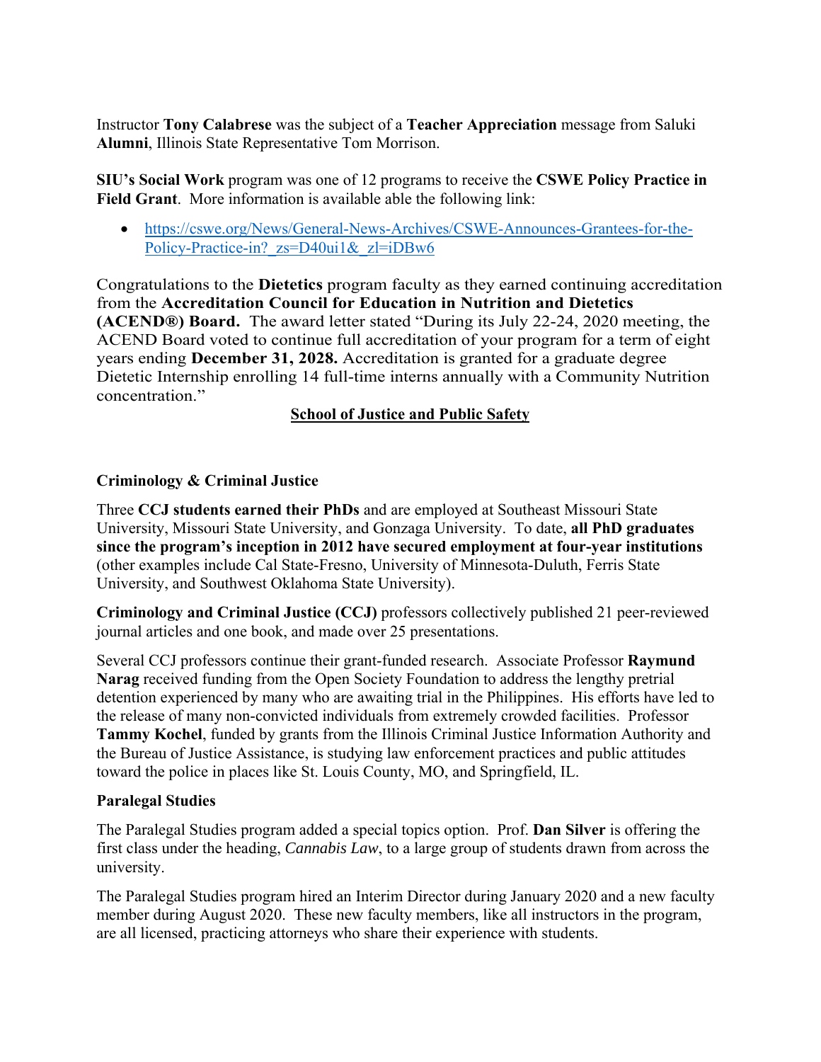Instructor **Tony Calabrese** was the subject of a **Teacher Appreciation** message from Saluki **Alumni**, Illinois State Representative Tom Morrison.

**SIU's Social Work** program was one of 12 programs to receive the **CSWE Policy Practice in Field Grant**. More information is available able the following link:

- https://cswe.org/News/General-News-Archives/CSWE-Announces-Grantees-for-the-Policy-Practice-in?_zs=D40ui1&_zl=iDBw6

Congratulations to the **Dietetics** program faculty as they earned continuing accreditation from the **Accreditation Council for Education in Nutrition and Dietetics (ACEND®) Board.** The award letter stated "During its July 22-24, 2020 meeting, the ACEND Board voted to continue full accreditation of your program for a term of eight years ending **December 31, 2028.** Accreditation is granted for a graduate degree Dietetic Internship enrolling 14 full-time interns annually with a Community Nutrition concentration."

## School of Justice and Public Safety

### Criminology & Criminal Justice

Three **CCJ students earned their PhDs** and are employed at Southeast Missouri State University, Missouri State University, and Gonzaga University. To date, **all PhD graduates since the program's inception in 2012 have secured employment at four-year institutions** (other examples include Cal State-Fresno, University of Minnesota-Duluth, Ferris State University, and Southwest Oklahoma State University).

**Criminology and Criminal Justice (CCJ)** professors collectively published 21 peer-reviewed journal articles and one book, and made over 25 presentations.

Several CCJ professors continue their grant-funded research. Associate Professor **Raymund Narag** received funding from the Open Society Foundation to address the lengthy pretrial detention experienced by many who are awaiting trial in the Philippines. His efforts have led to the release of many non-convicted individuals from extremely crowded facilities. Professor **Tammy Kochel**, funded by grants from the Illinois Criminal Justice Information Authority and the Bureau of Justice Assistance, is studying law enforcement practices and public attitudes toward the police in places like St. Louis County, MO, and Springfield, IL.

### Paralegal Studies

The Paralegal Studies program added a special topics option. Prof. **Dan Silver** is offering the first class under the heading, *Cannabis Law*, to a large group of students drawn from across the university.

The Paralegal Studies program hired an Interim Director during January 2020 and a new faculty member during August 2020. These new faculty members, like all instructors in the program, are all licensed, practicing attorneys who share their experience with students.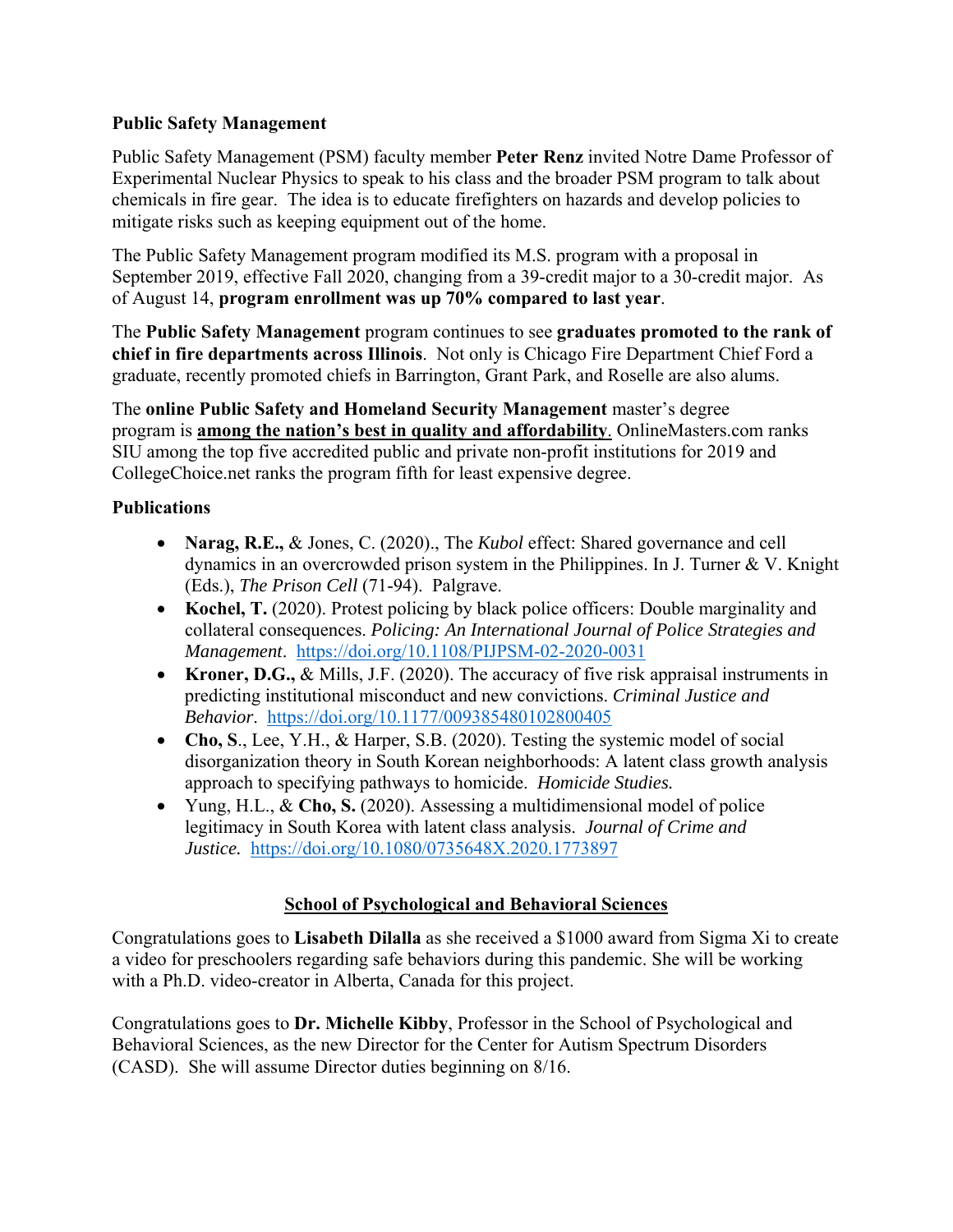**Public Safety Management**

Public Safety Management (PSM) faculty member **Peter Renz** invited Notre Dame Professor of Experimental Nuclear Physics to speak to his class and the broader PSM program to talk about chemicals in fire gear. The idea is to educate firefighters on hazards and develop policies to mitigate risks such as keeping equipment out of the home.

The Public Safety Management program modified its M.S. program with a proposal in September 2019, effective Fall 2020, changing from a 39-credit major to a 30-credit major. As of August 14, **program enrollment was up 70% compared to last year**.

The **Public Safety Management** program continues to see **graduates promoted to the rank of chief in fire departments across Illinois**. Not only is Chicago Fire Department Chief Ford a graduate, recently promoted chiefs in Barrington, Grant Park, and Roselle are also alums.

The **online Public Safety and Homeland Security Management** master's degree program is **among the nation's best in quality and affordability**. OnlineMasters.com ranks SIU among the top five accredited public and private non-profit institutions for 2019 and CollegeChoice.net ranks the program fifth for least expensive degree.

**Publications**

- **Narag, R.E.,** & Jones, C. (2020)., The *Kubol* effect: Shared governance and cell dynamics in an overcrowded prison system in the Philippines. In J. Turner & V. Knight (Eds.), *The Prison Cell* (71-94). Palgrave.
- **Kochel, T.** (2020). Protest policing by black police officers: Double marginality and collateral consequences. *Policing: An International Journal of Police Strategies and Management*. https://doi.org/10.1108/PIJPSM-02-2020-0031
- **Kroner, D.G.,** & Mills, J.F. (2020). The accuracy of five risk appraisal instruments in predicting institutional misconduct and new convictions. *Criminal Justice and Behavior*. https://doi.org/10.1177/009385480102800405
- **Cho, S**., Lee, Y.H., & Harper, S.B. (2020). Testing the systemic model of social disorganization theory in South Korean neighborhoods: A latent class growth analysis approach to specifying pathways to homicide. *Homicide Studies.*
- Yung, H.L., & **Cho, S.** (2020). Assessing a multidimensional model of police legitimacy in South Korea with latent class analysis. *Journal of Crime and Justice.* https://doi.org/10.1080/0735648X.2020.1773897

## School of Psychological and Behavioral Sciences

Congratulations goes to **Lisabeth Dilalla** as she received a $1000 award from Sigma Xi to create a video for preschoolers regarding safe behaviors during this pandemic. She will be working with a Ph.D. video-creator in Alberta, Canada for this project.

Congratulations goes to **Dr. Michelle Kibby**, Professor in the School of Psychological and Behavioral Sciences, as the new Director for the Center for Autism Spectrum Disorders (CASD). She will assume Director duties beginning on 8/16.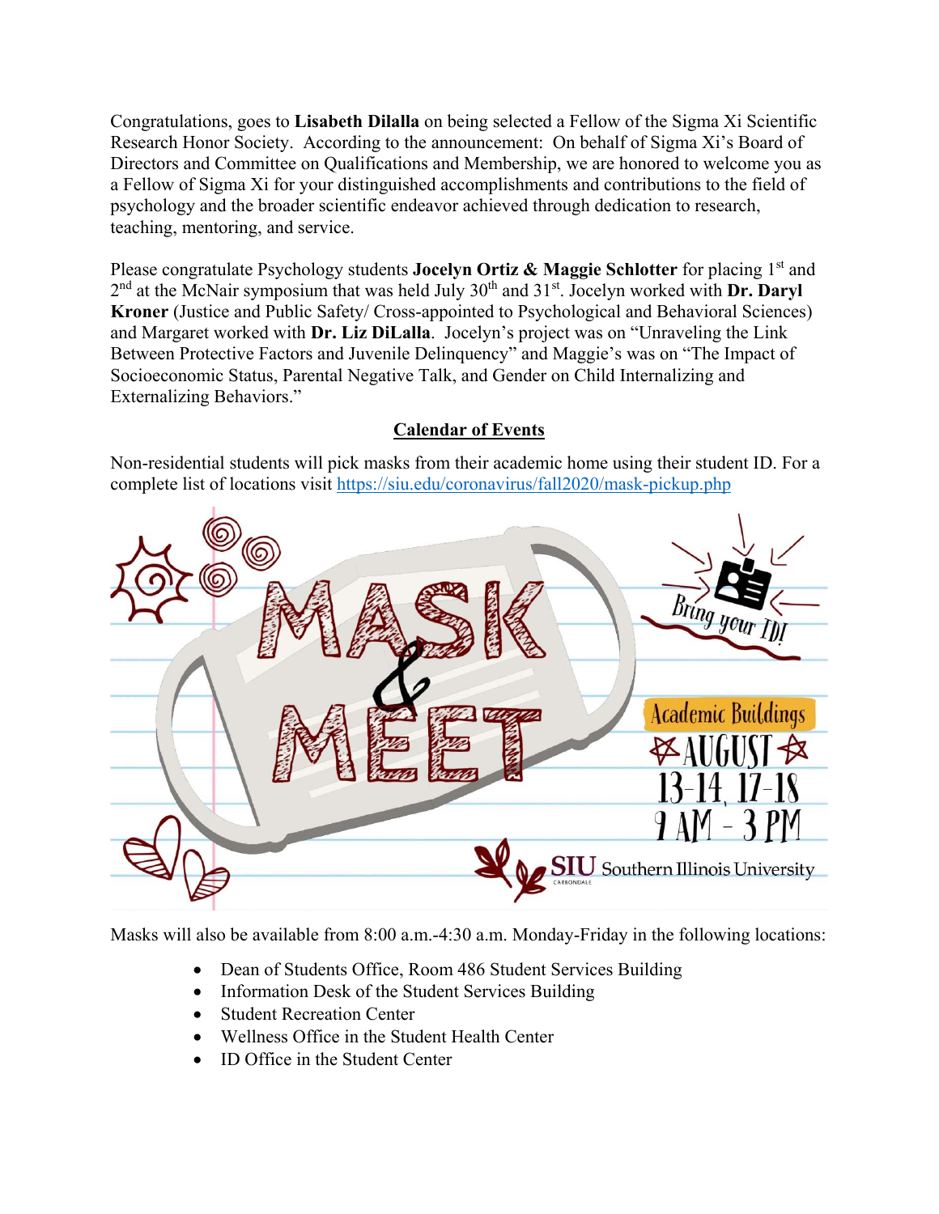Congratulations, goes to **Lisabeth Dilalla** on being selected a Fellow of the Sigma Xi Scientific Research Honor Society. According to the announcement: On behalf of Sigma Xi's Board of Directors and Committee on Qualifications and Membership, we are honored to welcome you as a Fellow of Sigma Xi for your distinguished accomplishments and contributions to the field of psychology and the broader scientific endeavor achieved through dedication to research, teaching, mentoring, and service.

Please congratulate Psychology students **Jocelyn Ortiz & Maggie Schlotter** for placing 1st and 2nd at the McNair symposium that was held July 30th and 31st. Jocelyn worked with **Dr. Daryl Kroner** (Justice and Public Safety/ Cross-appointed to Psychological and Behavioral Sciences) and Margaret worked with **Dr. Liz DiLalla**. Jocelyn's project was on "Unraveling the Link Between Protective Factors and Juvenile Delinquency" and Maggie's was on "The Impact of Socioeconomic Status, Parental Negative Talk, and Gender on Child Internalizing and Externalizing Behaviors."

## Calendar of Events

Non-residential students will pick masks from their academic home using their student ID. For a complete list of locations visit https://siu.edu/coronavirus/fall2020/mask-pickup.php

MASK & MEET

Bring your ID!

Academic Buildings

AUGUST 13-14, 17-18

9 AM - 3 PM

SIU Southern Illinois University Carbondale

Masks will also be available from 8:00 a.m.-4:30 a.m. Monday-Friday in the following locations:

- Dean of Students Office, Room 486 Student Services Building
- Information Desk of the Student Services Building
- Student Recreation Center
- Wellness Office in the Student Health Center
- ID Office in the Student Center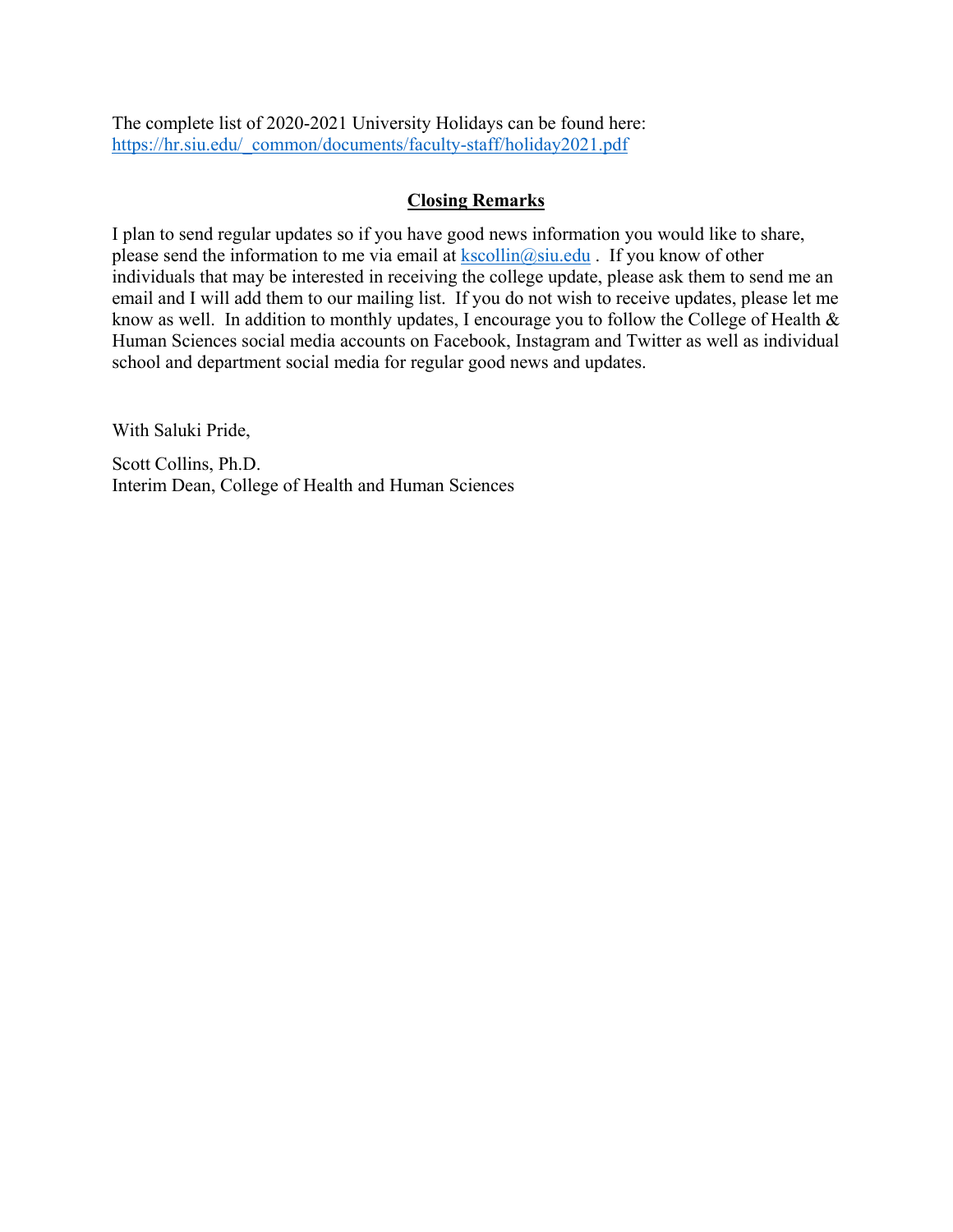The complete list of 2020-2021 University Holidays can be found here: [https://hr.siu.edu/_common/documents/faculty-staff/holiday2021.pdf](https://hr.siu.edu/_common/documents/faculty-staff/holiday2021.pdf)

## Closing Remarks

I plan to send regular updates so if you have good news information you would like to share, please send the information to me via email at [kscollin@siu.edu](mailto:kscollin@siu.edu) . If you know of other individuals that may be interested in receiving the college update, please ask them to send me an email and I will add them to our mailing list. If you do not wish to receive updates, please let me know as well. In addition to monthly updates, I encourage you to follow the College of Health & Human Sciences social media accounts on Facebook, Instagram and Twitter as well as individual school and department social media for regular good news and updates.

With Saluki Pride,

Scott Collins, Ph.D.
Interim Dean, College of Health and Human Sciences